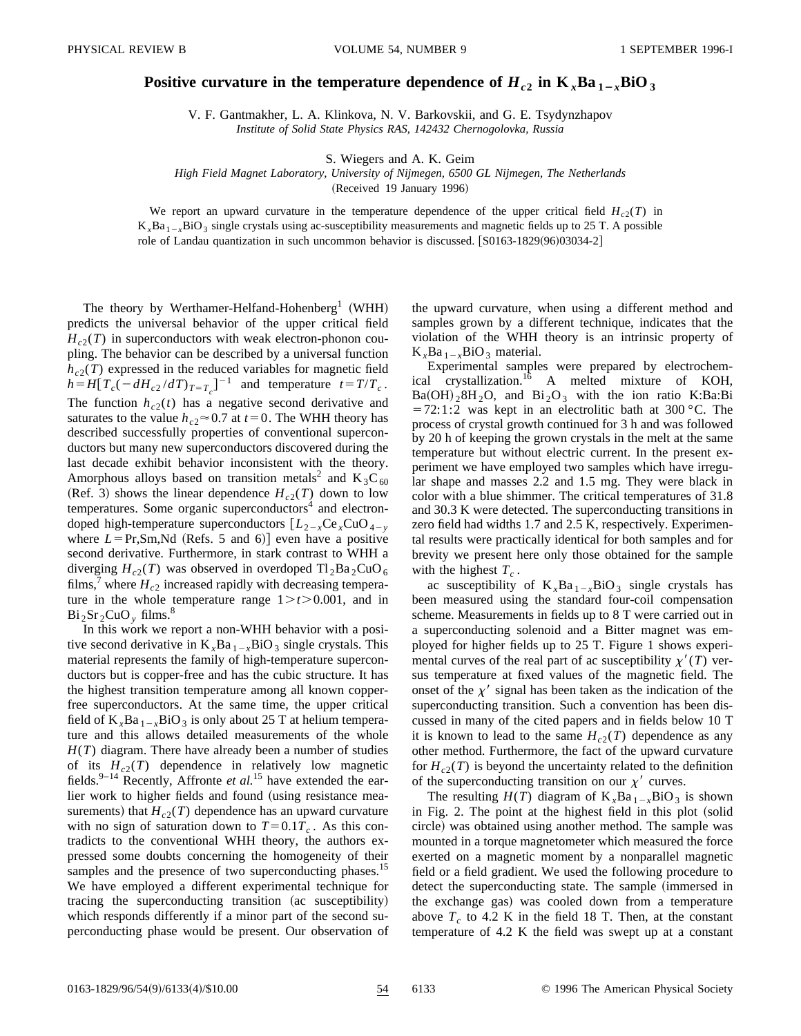# Positive curvature in the temperature dependence of $H_{c2}$ in $K_xBa_{1-x}BiO_3$

V. F. Gantmakher, L. A. Klinkova, N. V. Barkovskii, and G. E. Tsydynzhapov

*Institute of Solid State Physics RAS, 142432 Chernogolovka, Russia*

S. Wiegers and A. K. Geim

*High Field Magnet Laboratory, University of Nijmegen, 6500 GL Nijmegen, The Netherlands*

(Received 19 January 1996)

We report an upward curvature in the temperature dependence of the upper critical field $H_{c2}(T)$ in $K_xBa_{1-x}BiO_3$ single crystals using ac-susceptibility measurements and magnetic fields up to 25 T. A possible role of Landau quantization in such uncommon behavior is discussed. [S0163-1829(96)03034-2]

The theory by Werthamer-Helfand-Hohenberg[1] (WHH) predicts the universal behavior of the upper critical field $H_{c2}(T)$ in superconductors with weak electron-phonon coupling. The behavior can be described by a universal function $h_{c2}(T)$ expressed in the reduced variables for magnetic field $h=H[T_c(-dH_{c2}/dT)_{T=T_c}]^{-1}$ and temperature $t=T/T_c$. The function $h_{c2}(t)$ has a negative second derivative and saturates to the value $h_{c2}\approx 0.7$ at $t=0$. The WHH theory has described successfully properties of conventional superconductors but many new superconductors discovered during the last decade exhibit behavior inconsistent with the theory. Amorphous alloys based on transition metals[2] and $K_3C_{60}$ (Ref. 3) shows the linear dependence $H_{c2}(T)$ down to low temperatures. Some organic superconductors[4] and electron-doped high-temperature superconductors [$L_{2-x}Ce_xCuO_{4-y}$ where $L$ = Pr,Sm,Nd (Refs. 5 and 6)] even have a positive second derivative. Furthermore, in stark contrast to WHH a diverging $H_{c2}(T)$ was observed in overdoped $Tl_2Ba_2CuO_6$ films,[7] where $H_{c2}$ increased rapidly with decreasing temperature in the whole temperature range $1>t>0.001$, and in $Bi_2Sr_2CuO_y$ films.[8]

In this work we report a non-WHH behavior with a positive second derivative in $K_xBa_{1-x}BiO_3$ single crystals. This material represents the family of high-temperature superconductors but is copper-free and has the cubic structure. It has the highest transition temperature among all known copper-free superconductors. At the same time, the upper critical field of $K_xBa_{1-x}BiO_3$ is only about 25 T at helium temperature and this allows detailed measurements of the whole $H(T)$ diagram. There have already been a number of studies of its $H_{c2}(T)$ dependence in relatively low magnetic fields.[9–14] Recently, Affronte *et al.*[15] have extended the earlier work to higher fields and found (using resistance measurements) that $H_{c2}(T)$ dependence has an upward curvature with no sign of saturation down to $T=0.1T_c$. As this contradicts to the conventional WHH theory, the authors expressed some doubts concerning the homogeneity of their samples and the presence of two superconducting phases.[15] We have employed a different experimental technique for tracing the superconducting transition (ac susceptibility) which responds differently if a minor part of the second superconducting phase would be present. Our observation of the upward curvature, when using a different method and samples grown by a different technique, indicates that the violation of the WHH theory is an intrinsic property of $K_xBa_{1-x}BiO_3$ material.

Experimental samples were prepared by electrochemical crystallization.[16] A melted mixture of KOH, $Ba(OH)_2 8H_2O$, and $Bi_2O_3$ with the ion ratio K:Ba:Bi $=72:1:2$ was kept in an electrolitic bath at 300 °C. The process of crystal growth continued for 3 h and was followed by 20 h of keeping the grown crystals in the melt at the same temperature but without electric current. In the present experiment we have employed two samples which have irregular shape and masses 2.2 and 1.5 mg. They were black in color with a blue shimmer. The critical temperatures of 31.8 and 30.3 K were detected. The superconducting transitions in zero field had widths 1.7 and 2.5 K, respectively. Experimental results were practically identical for both samples and for brevity we present here only those obtained for the sample with the highest $T_c$.

ac susceptibility of $K_xBa_{1-x}BiO_3$ single crystals has been measured using the standard four-coil compensation scheme. Measurements in fields up to 8 T were carried out in a superconducting solenoid and a Bitter magnet was employed for higher fields up to 25 T. Figure 1 shows experimental curves of the real part of ac susceptibility $\chi'(T)$ versus temperature at fixed values of the magnetic field. The onset of the $\chi'$ signal has been taken as the indication of the superconducting transition. Such a convention has been discussed in many of the cited papers and in fields below 10 T it is known to lead to the same $H_{c2}(T)$ dependence as any other method. Furthermore, the fact of the upward curvature for $H_{c2}(T)$ is beyond the uncertainty related to the definition of the superconducting transition on our $\chi'$ curves.

The resulting $H(T)$ diagram of $K_xBa_{1-x}BiO_3$ is shown in Fig. 2. The point at the highest field in this plot (solid circle) was obtained using another method. The sample was mounted in a torque magnetometer which measured the force exerted on a magnetic moment by a nonparallel magnetic field or a field gradient. We used the following procedure to detect the superconducting state. The sample (immersed in the exchange gas) was cooled down from a temperature above $T_c$ to 4.2 K in the field 18 T. Then, at the constant temperature of 4.2 K the field was swept up at a constant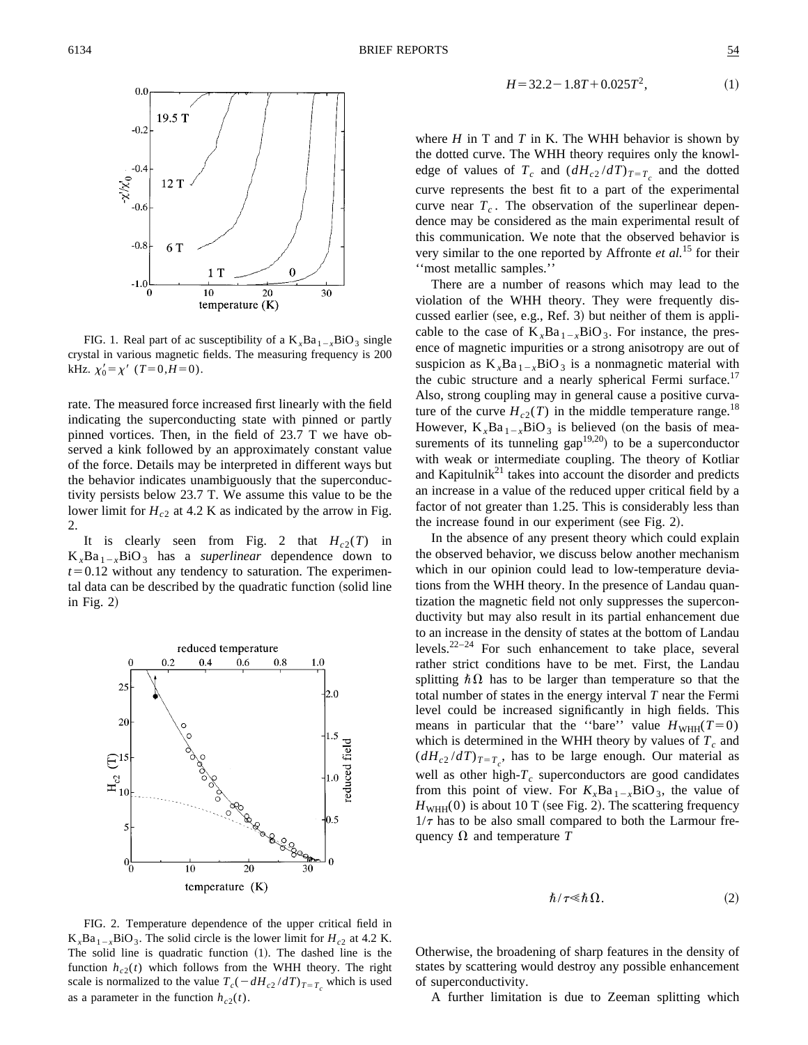FIG. 1. Real part of ac susceptibility of a $K_xBa_{1-x}BiO_3$ single crystal in various magnetic fields. The measuring frequency is 200 kHz. $\chi_0' = \chi'$ $(T=0, H=0)$.

rate. The measured force increased first linearly with the field indicating the superconducting state with pinned or partly pinned vortices. Then, in the field of 23.7 T we have observed a kink followed by an approximately constant value of the force. Details may be interpreted in different ways but the behavior indicates unambiguously that the superconductivity persists below 23.7 T. We assume this value to be the lower limit for $H_{c2}$ at 4.2 K as indicated by the arrow in Fig. 2.

It is clearly seen from Fig. 2 that $H_{c2}(T)$ in $K_xBa_{1-x}BiO_3$ has a *superlinear* dependence down to $t=0.12$ without any tendency to saturation. The experimental data can be described by the quadratic function (solid line in Fig. 2)

FIG. 2. Temperature dependence of the upper critical field in $K_xBa_{1-x}BiO_3$. The solid circle is the lower limit for $H_{c2}$ at 4.2 K. The solid line is quadratic function (1). The dashed line is the function $h_{c2}(t)$ which follows from the WHH theory. The right scale is normalized to the value $T_c(-dH_{c2}/dT)_{T=T_c}$ which is used as a parameter in the function $h_{c2}(t)$.

$$H = 32.2 - 1.8T + 0.025T^2, \tag{1}$$

where $H$ in T and $T$ in K. The WHH behavior is shown by the dotted curve. The WHH theory requires only the knowledge of values of $T_c$ and $(dH_{c2}/dT)_{T=T_c}$ and the dotted curve represents the best fit to a part of the experimental curve near $T_c$. The observation of the superlinear dependence may be considered as the main experimental result of this communication. We note that the observed behavior is very similar to the one reported by Affronte *et al.*[15] for their ''most metallic samples.''

There are a number of reasons which may lead to the violation of the WHH theory. They were frequently discussed earlier (see, e.g., Ref. 3) but neither of them is applicable to the case of $K_xBa_{1-x}BiO_3$. For instance, the presence of magnetic impurities or a strong anisotropy are out of suspicion as $K_xBa_{1-x}BiO_3$ is a nonmagnetic material with the cubic structure and a nearly spherical Fermi surface.[17] Also, strong coupling may in general cause a positive curvature of the curve $H_{c2}(T)$ in the middle temperature range.[18] However, $K_xBa_{1-x}BiO_3$ is believed (on the basis of measurements of its tunneling gap[19,20]) to be a superconductor with weak or intermediate coupling. The theory of Kotliar and Kapitulnik[21] takes into account the disorder and predicts an increase in a value of the reduced upper critical field by a factor of not greater than 1.25. This is considerably less than the increase found in our experiment (see Fig. 2).

In the absence of any present theory which could explain the observed behavior, we discuss below another mechanism which in our opinion could lead to low-temperature deviations from the WHH theory. In the presence of Landau quantization the magnetic field not only suppresses the superconductivity but may also result in its partial enhancement due to an increase in the density of states at the bottom of Landau levels.[22–24] For such enhancement to take place, several rather strict conditions have to be met. First, the Landau splitting $\hbar\Omega$ has to be larger than temperature so that the total number of states in the energy interval $T$ near the Fermi level could be increased significantly in high fields. This means in particular that the ''bare'' value $H_{\rm WHH}(T=0)$ which is determined in the WHH theory by values of $T_c$ and $(dH_{c2}/dT)_{T=T_c}$, has to be large enough. Our material as well as other high-$T_c$ superconductors are good candidates from this point of view. For $K_xBa_{1-x}BiO_3$, the value of $H_{\rm WHH}(0)$ is about 10 T (see Fig. 2). The scattering frequency $1/\tau$ has to be also small compared to both the Larmour frequency $\Omega$ and temperature $T$

$$\hbar/\tau \ll \hbar\Omega. \tag{2}$$

Otherwise, the broadening of sharp features in the density of states by scattering would destroy any possible enhancement of superconductivity.

A further limitation is due to Zeeman splitting which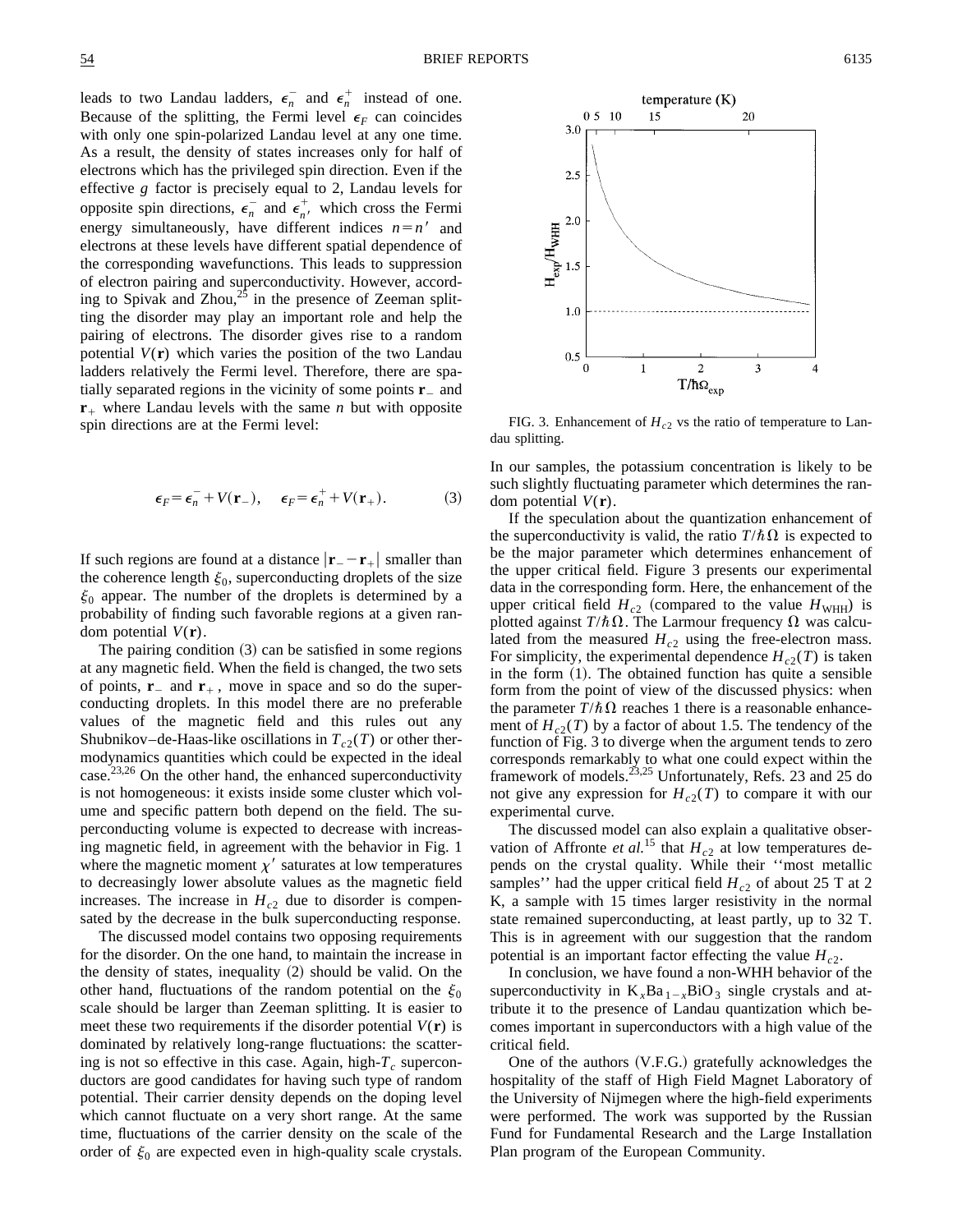leads to two Landau ladders, $\epsilon_n^-$ and $\epsilon_n^+$ instead of one. Because of the splitting, the Fermi level $\epsilon_F$ can coincides with only one spin-polarized Landau level at any one time. As a result, the density of states increases only for half of electrons which has the privileged spin direction. Even if the effective $g$ factor is precisely equal to 2, Landau levels for opposite spin directions, $\epsilon_n^-$ and $\epsilon_{n'}^+$ which cross the Fermi energy simultaneously, have different indices $n = n'$ and electrons at these levels have different spatial dependence of the corresponding wavefunctions. This leads to suppression of electron pairing and superconductivity. However, according to Spivak and Zhou,[25] in the presence of Zeeman splitting the disorder may play an important role and help the pairing of electrons. The disorder gives rise to a random potential $V(\mathbf{r})$ which varies the position of the two Landau ladders relatively the Fermi level. Therefore, there are spatially separated regions in the vicinity of some points $\mathbf{r}_-$ and $\mathbf{r}_+$ where Landau levels with the same $n$ but with opposite spin directions are at the Fermi level:

$$\epsilon_F = \epsilon_n^- + V(\mathbf{r}_-), \quad \epsilon_F = \epsilon_n^+ + V(\mathbf{r}_+). \tag{3}$$

If such regions are found at a distance $|\mathbf{r}_- - \mathbf{r}_+|$ smaller than the coherence length $\xi_0$, superconducting droplets of the size $\xi_0$ appear. The number of the droplets is determined by a probability of finding such favorable regions at a given random potential $V(\mathbf{r})$.

The pairing condition (3) can be satisfied in some regions at any magnetic field. When the field is changed, the two sets of points, $\mathbf{r}_-$ and $\mathbf{r}_+$, move in space and so do the superconducting droplets. In this model there are no preferable values of the magnetic field and this rules out any Shubnikov–de-Haas-like oscillations in $T_{c2}(T)$ or other thermodynamics quantities which could be expected in the ideal case.[23,26] On the other hand, the enhanced superconductivity is not homogeneous: it exists inside some cluster which volume and specific pattern both depend on the field. The superconducting volume is expected to decrease with increasing magnetic field, in agreement with the behavior in Fig. 1 where the magnetic moment $\chi'$ saturates at low temperatures to decreasingly lower absolute values as the magnetic field increases. The increase in $H_{c2}$ due to disorder is compensated by the decrease in the bulk superconducting response.

The discussed model contains two opposing requirements for the disorder. On the one hand, to maintain the increase in the density of states, inequality (2) should be valid. On the other hand, fluctuations of the random potential on the $\xi_0$ scale should be larger than Zeeman splitting. It is easier to meet these two requirements if the disorder potential $V(\mathbf{r})$ is dominated by relatively long-range fluctuations: the scattering is not so effective in this case. Again, high-$T_c$ superconductors are good candidates for having such type of random potential. Their carrier density depends on the doping level which cannot fluctuate on a very short range. At the same time, fluctuations of the carrier density on the scale of the order of $\xi_0$ are expected even in high-quality scale crystals. In our samples, the potassium concentration is likely to be such slightly fluctuating parameter which determines the random potential $V(\mathbf{r})$.

FIG. 3. Enhancement of $H_{c2}$ vs the ratio of temperature to Landau splitting.

If the speculation about the quantization enhancement of the superconductivity is valid, the ratio $T/\hbar\Omega$ is expected to be the major parameter which determines enhancement of the upper critical field. Figure 3 presents our experimental data in the corresponding form. Here, the enhancement of the upper critical field $H_{c2}$ (compared to the value $H_{\mathrm{WHH}}$) is plotted against $T/\hbar\Omega$. The Larmour frequency $\Omega$ was calculated from the measured $H_{c2}$ using the free-electron mass. For simplicity, the experimental dependence $H_{c2}(T)$ is taken in the form (1). The obtained function has quite a sensible form from the point of view of the discussed physics: when the parameter $T/\hbar\Omega$ reaches 1 there is a reasonable enhancement of $H_{c2}(T)$ by a factor of about 1.5. The tendency of the function of Fig. 3 to diverge when the argument tends to zero corresponds remarkably to what one could expect within the framework of models.[23,25] Unfortunately, Refs. 23 and 25 do not give any expression for $H_{c2}(T)$ to compare it with our experimental curve.

The discussed model can also explain a qualitative observation of Affronte *et al.*[15] that $H_{c2}$ at low temperatures depends on the crystal quality. While their "most metallic samples" had the upper critical field $H_{c2}$ of about 25 T at 2 K, a sample with 15 times larger resistivity in the normal state remained superconducting, at least partly, up to 32 T. This is in agreement with our suggestion that the random potential is an important factor effecting the value $H_{c2}$.

In conclusion, we have found a non-WHH behavior of the superconductivity in $K_xBa_{1-x}BiO_3$ single crystals and attribute it to the presence of Landau quantization which becomes important in superconductors with a high value of the critical field.

One of the authors (V.F.G.) gratefully acknowledges the hospitality of the staff of High Field Magnet Laboratory of the University of Nijmegen where the high-field experiments were performed. The work was supported by the Russian Fund for Fundamental Research and the Large Installation Plan program of the European Community.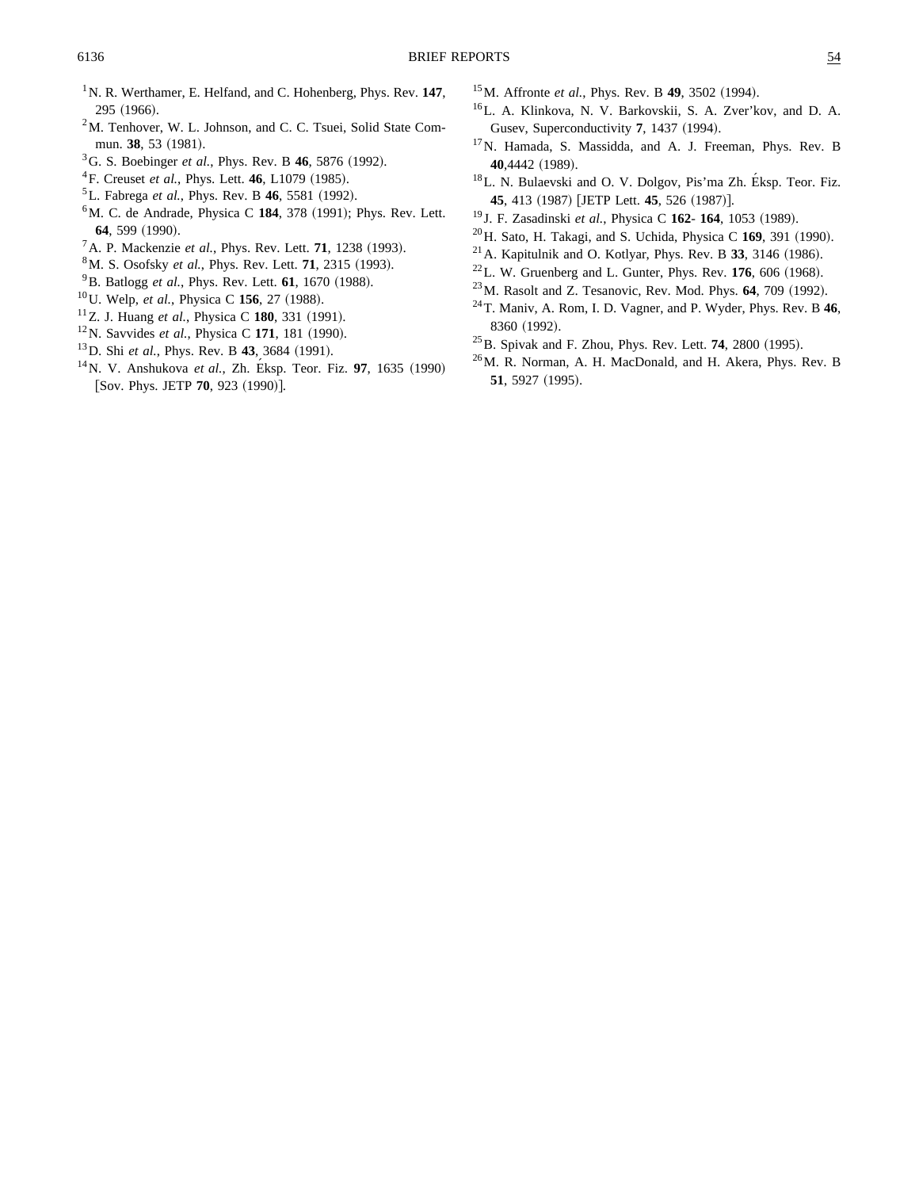[1] N. R. Werthamer, E. Helfand, and C. Hohenberg, Phys. Rev. **147**, 295 (1966).

[2] M. Tenhover, W. L. Johnson, and C. C. Tsuei, Solid State Commun. **38**, 53 (1981).

[3] G. S. Boebinger *et al.*, Phys. Rev. B **46**, 5876 (1992).

[4] F. Creuset *et al.*, Phys. Lett. **46**, L1079 (1985).

[5] L. Fabrega *et al.*, Phys. Rev. B **46**, 5581 (1992).

[6] M. C. de Andrade, Physica C **184**, 378 (1991); Phys. Rev. Lett. **64**, 599 (1990).

[7] A. P. Mackenzie *et al.*, Phys. Rev. Lett. **71**, 1238 (1993).

[8] M. S. Osofsky *et al.*, Phys. Rev. Lett. **71**, 2315 (1993).

[9] B. Batlogg *et al.*, Phys. Rev. Lett. **61**, 1670 (1988).

[10] U. Welp, *et al.*, Physica C **156**, 27 (1988).

[11] Z. J. Huang *et al.*, Physica C **180**, 331 (1991).

[12] N. Savvides *et al.*, Physica C **171**, 181 (1990).

[13] D. Shi *et al.*, Phys. Rev. B **43**, 3684 (1991).

[14] N. V. Anshukova *et al.*, Zh. Éksp. Teor. Fiz. **97**, 1635 (1990) [Sov. Phys. JETP **70**, 923 (1990)].

[15] M. Affronte *et al.*, Phys. Rev. B **49**, 3502 (1994).

[16] L. A. Klinkova, N. V. Barkovskii, S. A. Zver'kov, and D. A. Gusev, Superconductivity **7**, 1437 (1994).

[17] N. Hamada, S. Massidda, and A. J. Freeman, Phys. Rev. B **40**,4442 (1989).

[18] L. N. Bulaevski and O. V. Dolgov, Pis'ma Zh. Éksp. Teor. Fiz. **45**, 413 (1987) [JETP Lett. **45**, 526 (1987)].

[19] J. F. Zasadinski *et al.*, Physica C **162- 164**, 1053 (1989).

[20] H. Sato, H. Takagi, and S. Uchida, Physica C **169**, 391 (1990).

[21] A. Kapitulnik and O. Kotlyar, Phys. Rev. B **33**, 3146 (1986).

[22] L. W. Gruenberg and L. Gunter, Phys. Rev. **176**, 606 (1968).

[23] M. Rasolt and Z. Tesanovic, Rev. Mod. Phys. **64**, 709 (1992).

[24] T. Maniv, A. Rom, I. D. Vagner, and P. Wyder, Phys. Rev. B **46**, 8360 (1992).

[25] B. Spivak and F. Zhou, Phys. Rev. Lett. **74**, 2800 (1995).

[26] M. R. Norman, A. H. MacDonald, and H. Akera, Phys. Rev. B **51**, 5927 (1995).